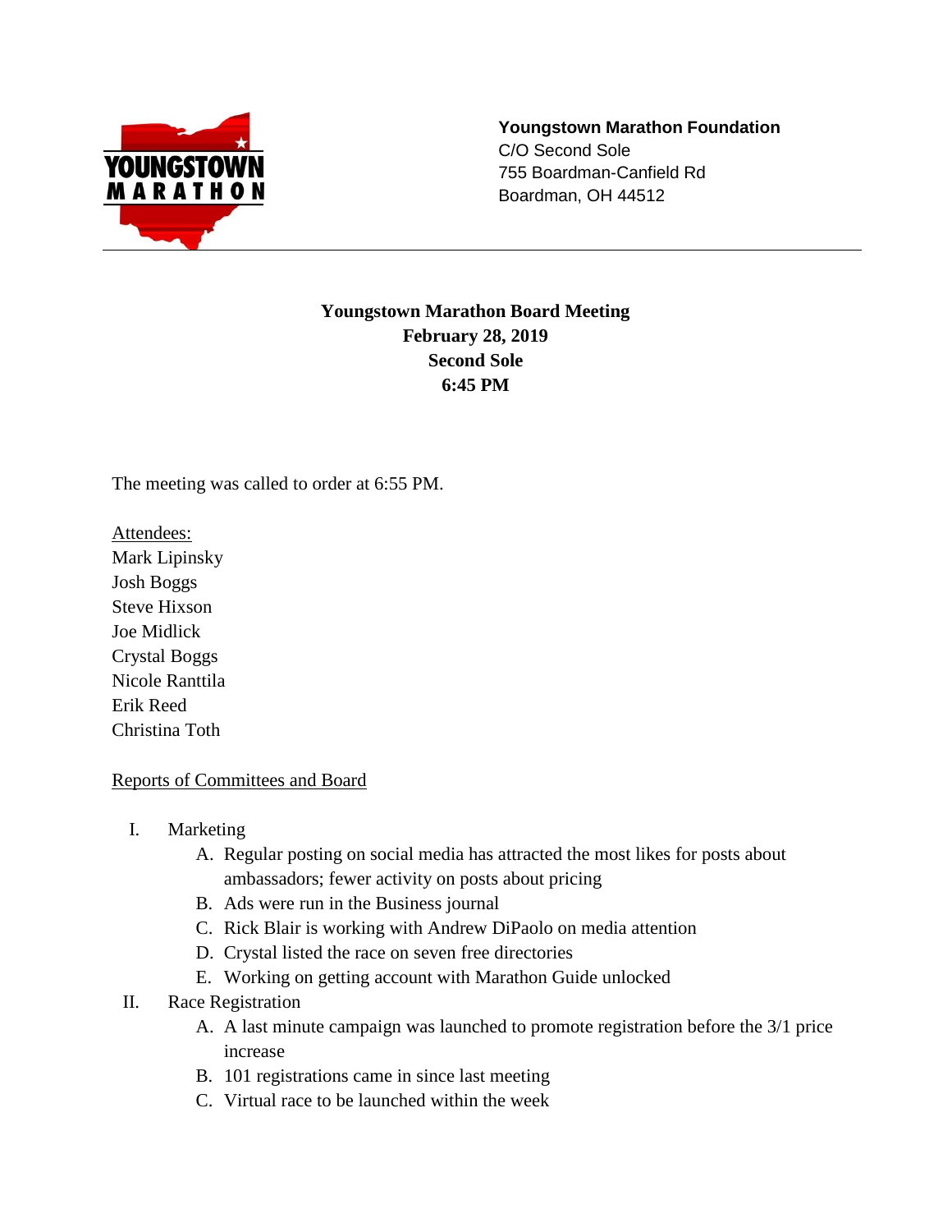**Youngstown Marathon Foundation**
C/O Second Sole
755 Boardman-Canfield Rd
Boardman, OH 44512

---

# Youngstown Marathon Board Meeting
**February 28, 2019**
**Second Sole**
**6:45 PM**

The meeting was called to order at 6:55 PM.

Attendees:
Mark Lipinsky
Josh Boggs
Steve Hixson
Joe Midlick
Crystal Boggs
Nicole Ranttila
Erik Reed
Christina Toth

Reports of Committees and Board

I. Marketing
   A. Regular posting on social media has attracted the most likes for posts about ambassadors; fewer activity on posts about pricing
   B. Ads were run in the Business journal
   C. Rick Blair is working with Andrew DiPaolo on media attention
   D. Crystal listed the race on seven free directories
   E. Working on getting account with Marathon Guide unlocked

II. Race Registration
   A. A last minute campaign was launched to promote registration before the 3/1 price increase
   B. 101 registrations came in since last meeting
   C. Virtual race to be launched within the week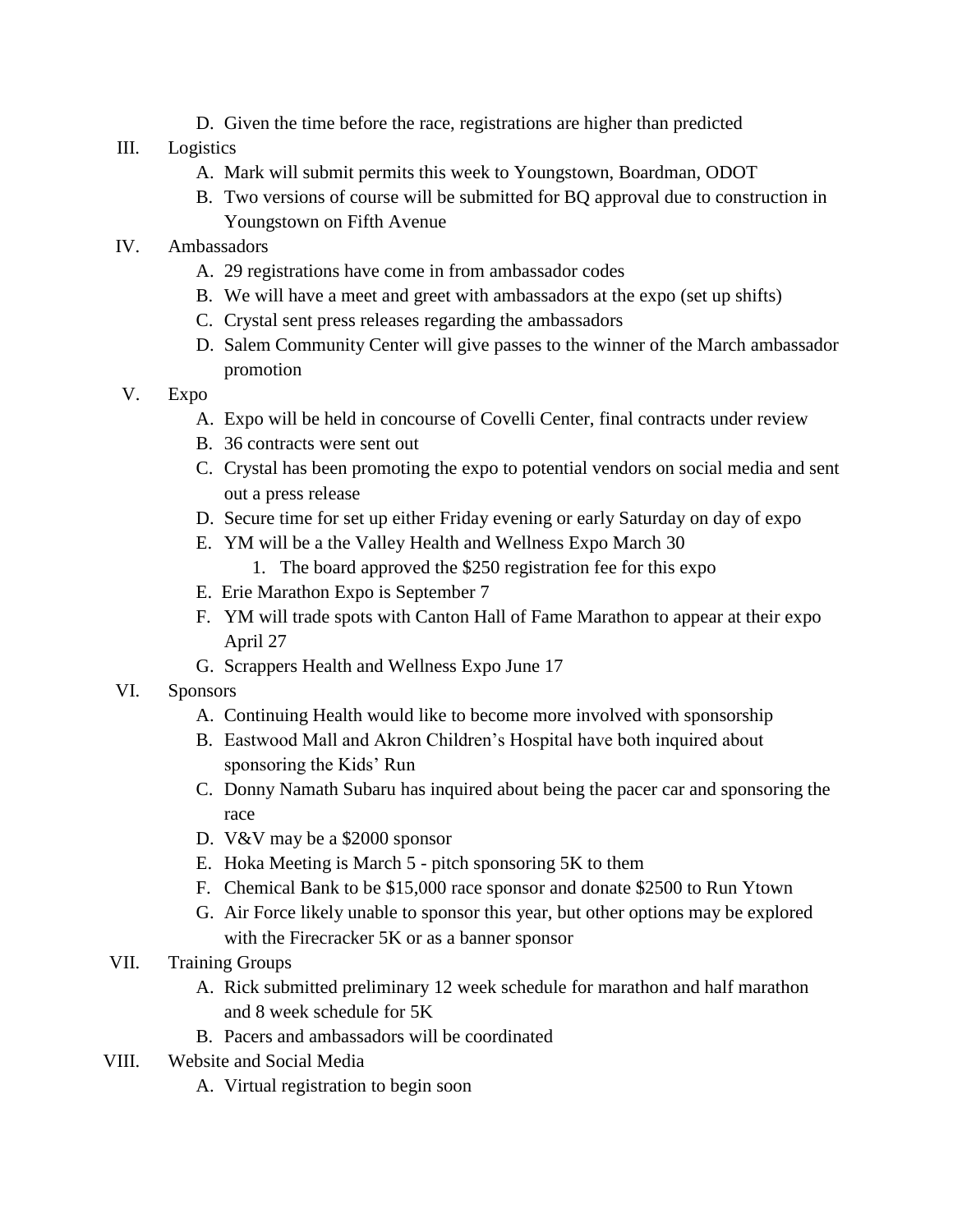D. Given the time before the race, registrations are higher than predicted

III. Logistics
   A. Mark will submit permits this week to Youngstown, Boardman, ODOT
   B. Two versions of course will be submitted for BQ approval due to construction in Youngstown on Fifth Avenue

IV. Ambassadors
   A. 29 registrations have come in from ambassador codes
   B. We will have a meet and greet with ambassadors at the expo (set up shifts)
   C. Crystal sent press releases regarding the ambassadors
   D. Salem Community Center will give passes to the winner of the March ambassador promotion

V. Expo
   A. Expo will be held in concourse of Covelli Center, final contracts under review
   B. 36 contracts were sent out
   C. Crystal has been promoting the expo to potential vendors on social media and sent out a press release
   D. Secure time for set up either Friday evening or early Saturday on day of expo
   E. YM will be a the Valley Health and Wellness Expo March 30
      1. The board approved the $250 registration fee for this expo
   E. Erie Marathon Expo is September 7
   F. YM will trade spots with Canton Hall of Fame Marathon to appear at their expo April 27
   G. Scrappers Health and Wellness Expo June 17

VI. Sponsors
   A. Continuing Health would like to become more involved with sponsorship
   B. Eastwood Mall and Akron Children's Hospital have both inquired about sponsoring the Kids' Run
   C. Donny Namath Subaru has inquired about being the pacer car and sponsoring the race
   D. V&V may be a $2000 sponsor
   E. Hoka Meeting is March 5 - pitch sponsoring 5K to them
   F. Chemical Bank to be $15,000 race sponsor and donate $2500 to Run Ytown
   G. Air Force likely unable to sponsor this year, but other options may be explored with the Firecracker 5K or as a banner sponsor

VII. Training Groups
   A. Rick submitted preliminary 12 week schedule for marathon and half marathon and 8 week schedule for 5K
   B. Pacers and ambassadors will be coordinated

VIII. Website and Social Media
   A. Virtual registration to begin soon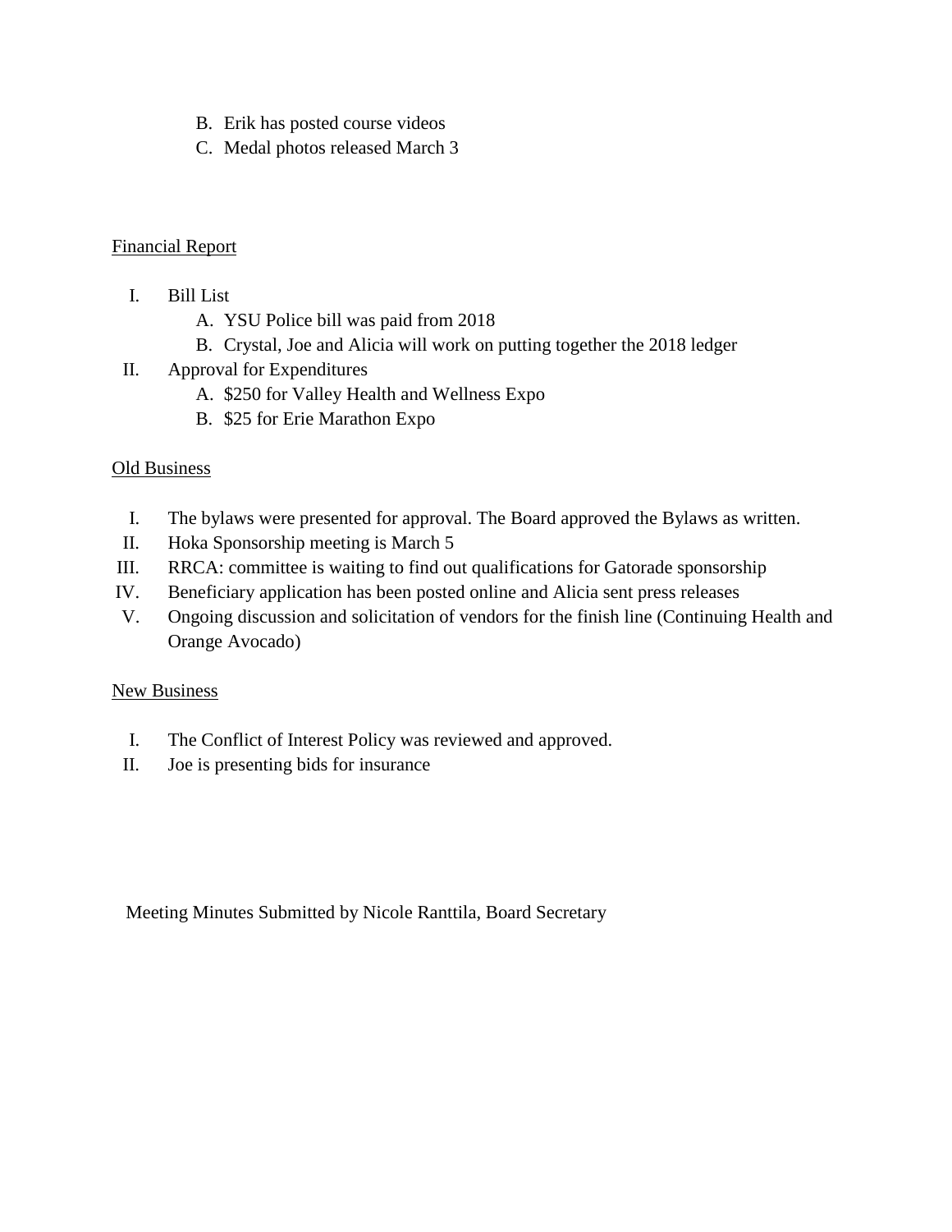B. Erik has posted course videos
C. Medal photos released March 3

Financial Report

I. Bill List
   A. YSU Police bill was paid from 2018
   B. Crystal, Joe and Alicia will work on putting together the 2018 ledger
II. Approval for Expenditures
   A. $250 for Valley Health and Wellness Expo
   B. $25 for Erie Marathon Expo

Old Business

I. The bylaws were presented for approval. The Board approved the Bylaws as written.
II. Hoka Sponsorship meeting is March 5
III. RRCA: committee is waiting to find out qualifications for Gatorade sponsorship
IV. Beneficiary application has been posted online and Alicia sent press releases
V. Ongoing discussion and solicitation of vendors for the finish line (Continuing Health and Orange Avocado)

New Business

I. The Conflict of Interest Policy was reviewed and approved.
II. Joe is presenting bids for insurance

Meeting Minutes Submitted by Nicole Ranttila, Board Secretary